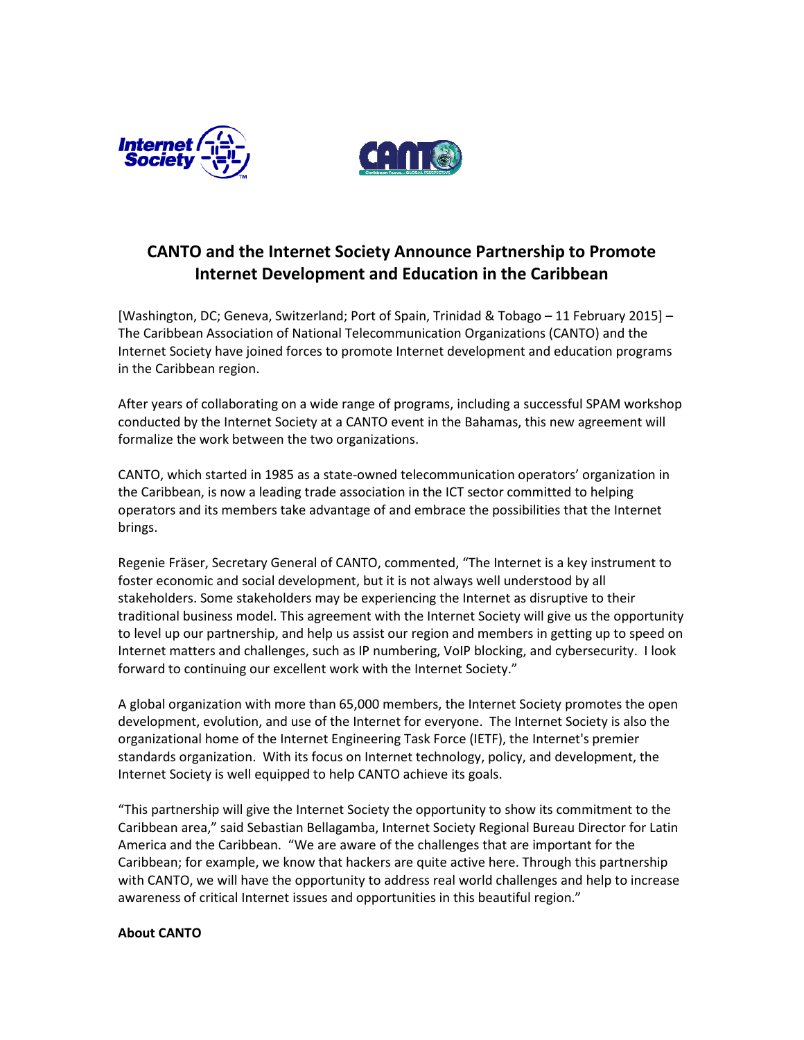# CANTO and the Internet Society Announce Partnership to Promote Internet Development and Education in the Caribbean

[Washington, DC; Geneva, Switzerland; Port of Spain, Trinidad & Tobago – 11 February 2015] – The Caribbean Association of National Telecommunication Organizations (CANTO) and the Internet Society have joined forces to promote Internet development and education programs in the Caribbean region.

After years of collaborating on a wide range of programs, including a successful SPAM workshop conducted by the Internet Society at a CANTO event in the Bahamas, this new agreement will formalize the work between the two organizations.

CANTO, which started in 1985 as a state-owned telecommunication operators' organization in the Caribbean, is now a leading trade association in the ICT sector committed to helping operators and its members take advantage of and embrace the possibilities that the Internet brings.

Regenie Fräser, Secretary General of CANTO, commented, "The Internet is a key instrument to foster economic and social development, but it is not always well understood by all stakeholders. Some stakeholders may be experiencing the Internet as disruptive to their traditional business model. This agreement with the Internet Society will give us the opportunity to level up our partnership, and help us assist our region and members in getting up to speed on Internet matters and challenges, such as IP numbering, VoIP blocking, and cybersecurity. I look forward to continuing our excellent work with the Internet Society."

A global organization with more than 65,000 members, the Internet Society promotes the open development, evolution, and use of the Internet for everyone. The Internet Society is also the organizational home of the Internet Engineering Task Force (IETF), the Internet's premier standards organization. With its focus on Internet technology, policy, and development, the Internet Society is well equipped to help CANTO achieve its goals.

"This partnership will give the Internet Society the opportunity to show its commitment to the Caribbean area," said Sebastian Bellagamba, Internet Society Regional Bureau Director for Latin America and the Caribbean. "We are aware of the challenges that are important for the Caribbean; for example, we know that hackers are quite active here. Through this partnership with CANTO, we will have the opportunity to address real world challenges and help to increase awareness of critical Internet issues and opportunities in this beautiful region."

**About CANTO**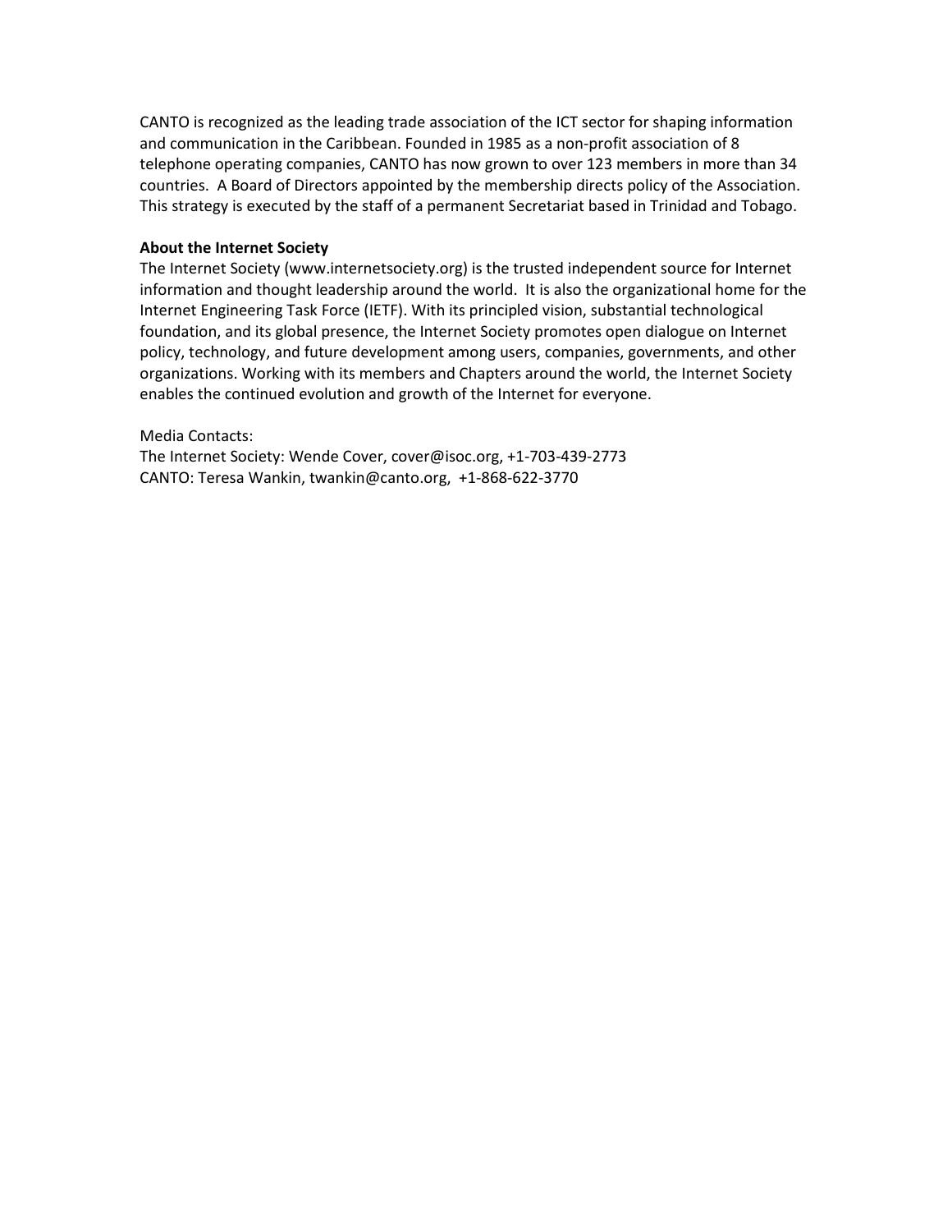CANTO is recognized as the leading trade association of the ICT sector for shaping information and communication in the Caribbean. Founded in 1985 as a non-profit association of 8 telephone operating companies, CANTO has now grown to over 123 members in more than 34 countries. A Board of Directors appointed by the membership directs policy of the Association. This strategy is executed by the staff of a permanent Secretariat based in Trinidad and Tobago.

**About the Internet Society**

The Internet Society (www.internetsociety.org) is the trusted independent source for Internet information and thought leadership around the world. It is also the organizational home for the Internet Engineering Task Force (IETF). With its principled vision, substantial technological foundation, and its global presence, the Internet Society promotes open dialogue on Internet policy, technology, and future development among users, companies, governments, and other organizations. Working with its members and Chapters around the world, the Internet Society enables the continued evolution and growth of the Internet for everyone.

Media Contacts:
The Internet Society: Wende Cover, cover@isoc.org, +1-703-439-2773
CANTO: Teresa Wankin, twankin@canto.org, +1-868-622-3770